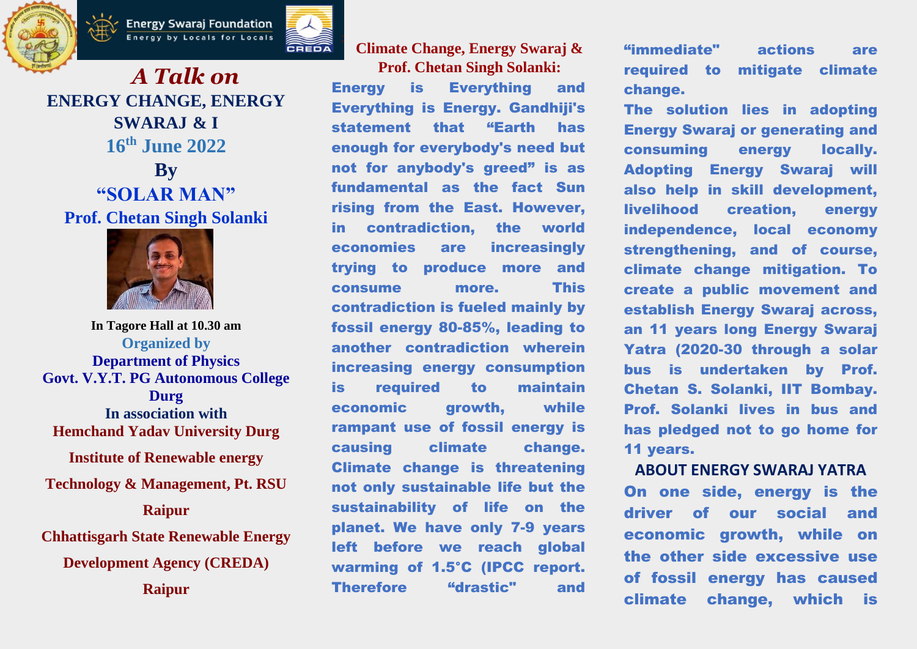Energy Swaraj Foundation

Energy by Locals for Locals

CREDA

# *A Talk on*

## ENERGY CHANGE, ENERGY SWARAJ & I

**16th June 2022**

**By**

## "SOLAR MAN"

## Prof. Chetan Singh Solanki

**In Tagore Hall at 10.30 am**

**Organized by**

**Department of Physics**

**Govt. V.Y.T. PG Autonomous College Durg**

**In association with**

**Hemchand Yadav University Durg**

**Institute of Renewable energy Technology & Management, Pt. RSU Raipur**

**Chhattisgarh State Renewable Energy Development Agency (CREDA) Raipur**

## Climate Change, Energy Swaraj & Prof. Chetan Singh Solanki:

**Energy is Everything and Everything is Energy. Gandhiji's statement that "Earth has enough for everybody's need but not for anybody's greed" is as fundamental as the fact Sun rising from the East. However, in contradiction, the world economies are increasingly trying to produce more and consume more. This contradiction is fueled mainly by fossil energy 80-85%, leading to another contradiction wherein increasing energy consumption is required to maintain economic growth, while rampant use of fossil energy is causing climate change. Climate change is threatening not only sustainable life but the sustainability of life on the planet. We have only 7-9 years left before we reach global warming of 1.5°C (IPCC report. Therefore "drastic" and "immediate" actions are required to mitigate climate change.**

**The solution lies in adopting Energy Swaraj or generating and consuming energy locally. Adopting Energy Swaraj will also help in skill development, livelihood creation, energy independence, local economy strengthening, and of course, climate change mitigation. To create a public movement and establish Energy Swaraj across, an 11 years long Energy Swaraj Yatra (2020-30 through a solar bus is undertaken by Prof. Chetan S. Solanki, IIT Bombay. Prof. Solanki lives in bus and has pledged not to go home for 11 years.**

## ABOUT ENERGY SWARAJ YATRA

**On one side, energy is the driver of our social and economic growth, while on the other side excessive use of fossil energy has caused climate change, which is**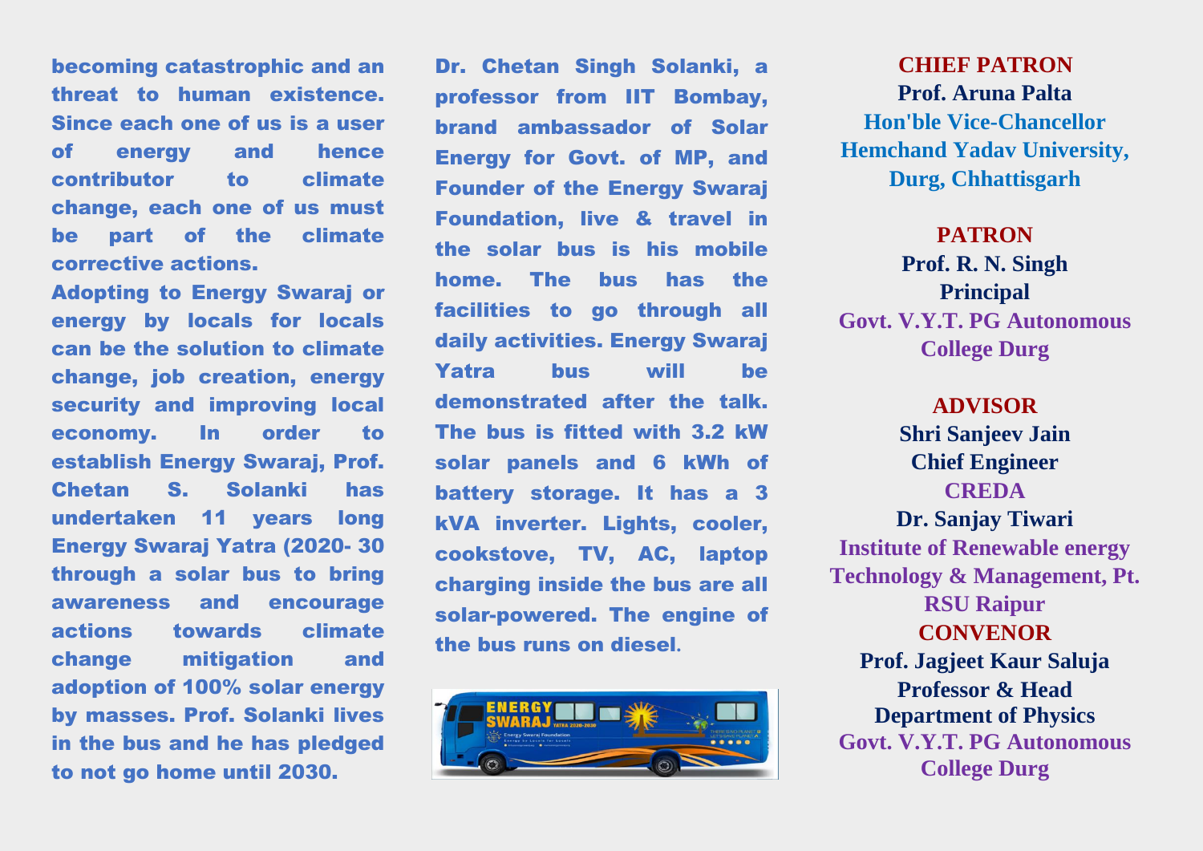becoming catastrophic and an threat to human existence. Since each one of us is a user of energy and hence contributor to climate change, each one of us must be part of the climate corrective actions.

Adopting to Energy Swaraj or energy by locals for locals can be the solution to climate change, job creation, energy security and improving local economy. In order to establish Energy Swaraj, Prof. Chetan S. Solanki has undertaken 11 years long Energy Swaraj Yatra (2020- 30 through a solar bus to bring awareness and encourage actions towards climate change mitigation and adoption of 100% solar energy by masses. Prof. Solanki lives in the bus and he has pledged to not go home until 2030.

Dr. Chetan Singh Solanki, a professor from IIT Bombay, brand ambassador of Solar Energy for Govt. of MP, and Founder of the Energy Swaraj Foundation, live & travel in the solar bus is his mobile home. The bus has the facilities to go through all daily activities. Energy Swaraj Yatra bus will be demonstrated after the talk. The bus is fitted with 3.2 kW solar panels and 6 kWh of battery storage. It has a 3 kVA inverter. Lights, cooler, cookstove, TV, AC, laptop charging inside the bus are all solar-powered. The engine of the bus runs on diesel.

**CHIEF PATRON**

**Prof. Aruna Palta**
**Hon'ble Vice-Chancellor**
**Hemchand Yadav University, Durg, Chhattisgarh**

**PATRON**

**Prof. R. N. Singh**
**Principal**
**Govt. V.Y.T. PG Autonomous College Durg**

**ADVISOR**

**Shri Sanjeev Jain**
**Chief Engineer**
**CREDA**

**Dr. Sanjay Tiwari**
**Institute of Renewable energy Technology & Management, Pt. RSU Raipur**

**CONVENOR**

**Prof. Jagjeet Kaur Saluja**
**Professor & Head**
**Department of Physics**
**Govt. V.Y.T. PG Autonomous College Durg**